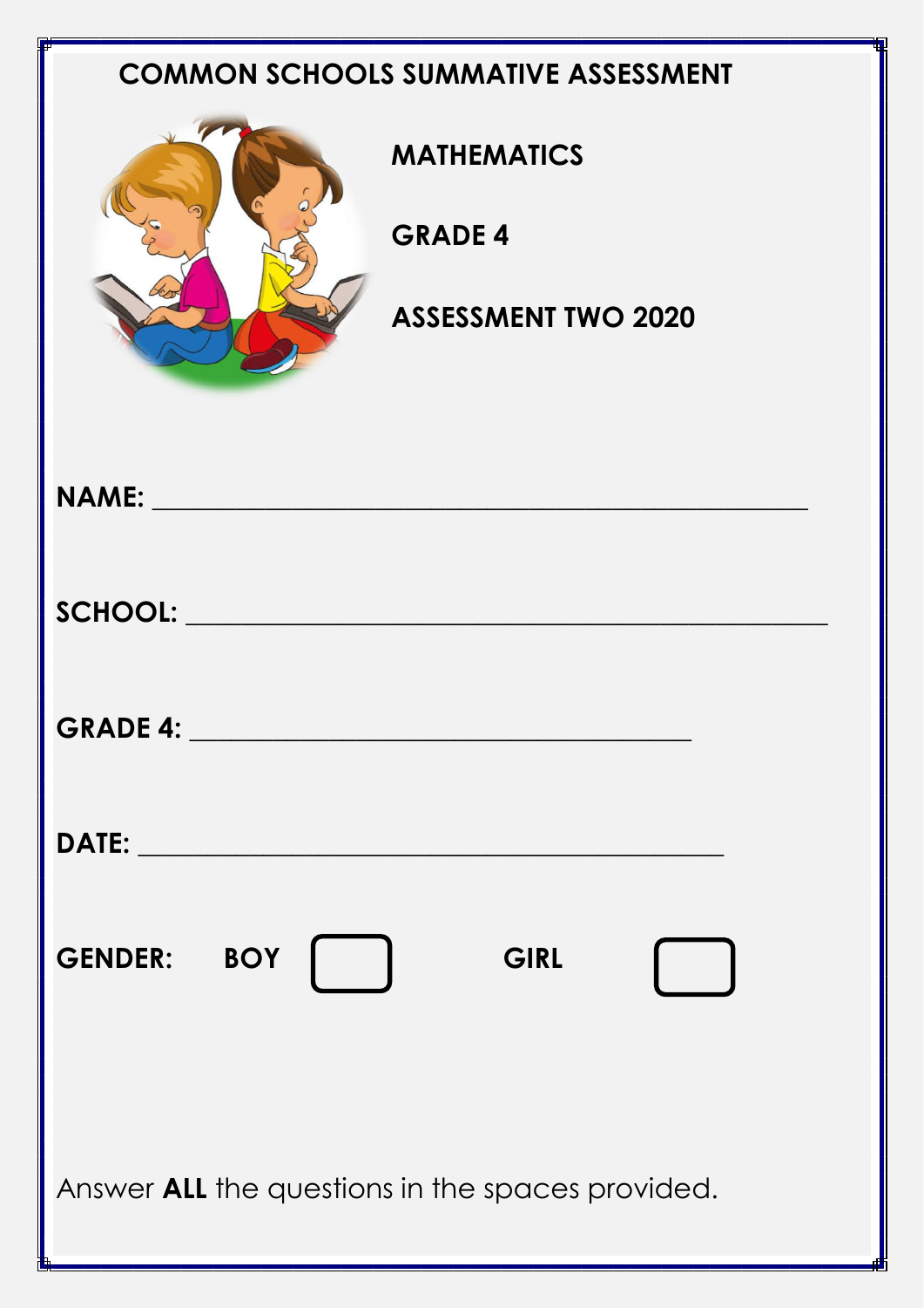# COMMON SCHOOLS SUMMATIVE ASSESSMENT

## MATHEMATICS

## GRADE 4

## ASSESSMENT TWO 2020

**NAME:** ____________________________________________

**SCHOOL:** ____________________________________________

**GRADE 4:** _________________________________

**DATE:** _______________________________________

**GENDER:** **BOY** ☐ **GIRL** ☐

Answer **ALL** the questions in the spaces provided.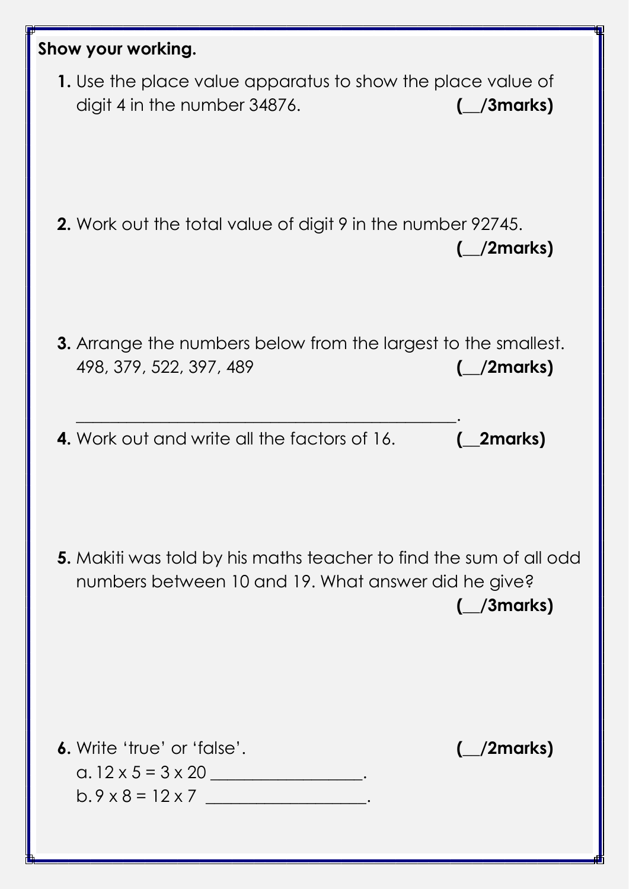**Show your working.**

**1.** Use the place value apparatus to show the place value of digit 4 in the number 34876. **(__/3marks)**

**2.** Work out the total value of digit 9 in the number 92745. **(__/2marks)**

**3.** Arrange the numbers below from the largest to the smallest.
498, 379, 522, 397, 489 **(__/2marks)**

_____________________________________________.

**4.** Work out and write all the factors of 16. **(__2marks)**

**5.** Makiti was told by his maths teacher to find the sum of all odd numbers between 10 and 19. What answer did he give? **(__/3marks)**

**6.** Write 'true' or 'false'. **(__/2marks)**

a. 12 x 5 = 3 x 20 _________________.

b. 9 x 8 = 12 x 7 _________________.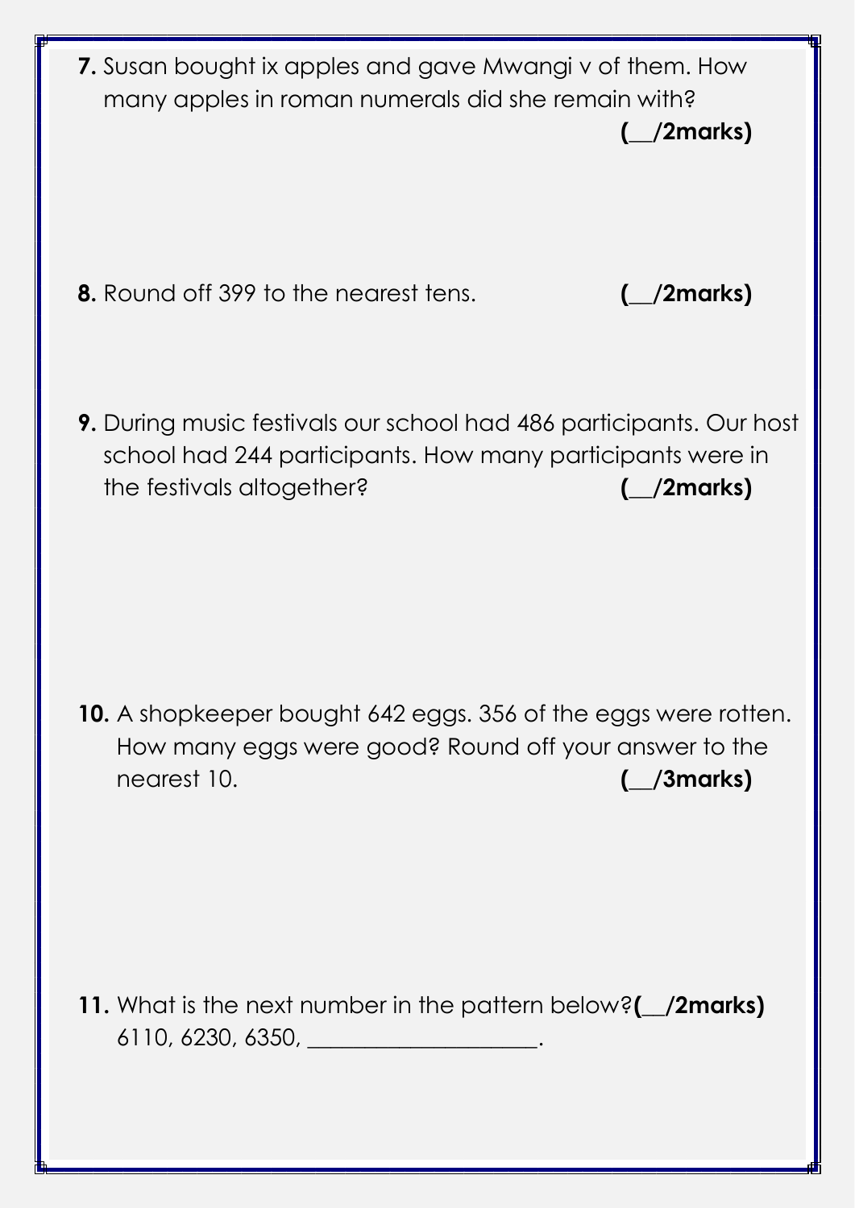**7.** Susan bought ix apples and gave Mwangi v of them. How many apples in roman numerals did she remain with?

**(\_\_/2marks)**

**8.** Round off 399 to the nearest tens. **(\_\_/2marks)**

**9.** During music festivals our school had 486 participants. Our host school had 244 participants. How many participants were in the festivals altogether? **(\_\_/2marks)**

**10.** A shopkeeper bought 642 eggs. 356 of the eggs were rotten. How many eggs were good? Round off your answer to the nearest 10. **(\_\_/3marks)**

**11.** What is the next number in the pattern below? **(\_\_/2marks)**

6110, 6230, 6350, \_\_\_\_\_\_\_\_\_\_\_\_\_\_\_\_\_\_\_\_.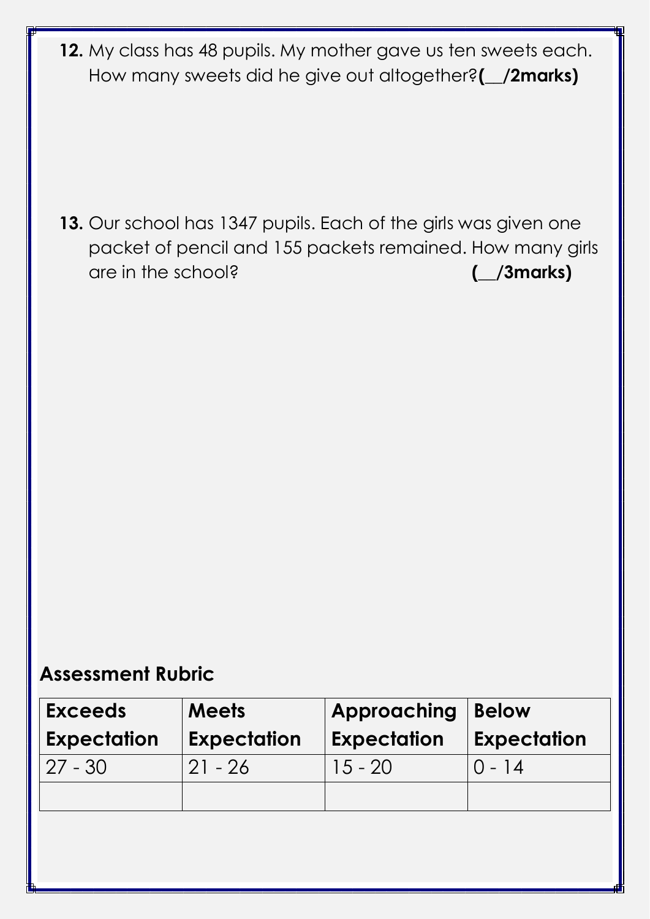**12.** My class has 48 pupils. My mother gave us ten sweets each. How many sweets did he give out altogether?**(__/2marks)**

**13.** Our school has 1347 pupils. Each of the girls was given one packet of pencil and 155 packets remained. How many girls are in the school? **(__/3marks)**

## Assessment Rubric

| Exceeds Expectation | Meets Expectation | Approaching Expectation | Below Expectation |
|---|---|---|---|
| 27 - 30 | 21 - 26 | 15 - 20 | 0 - 14 |
| | | | |